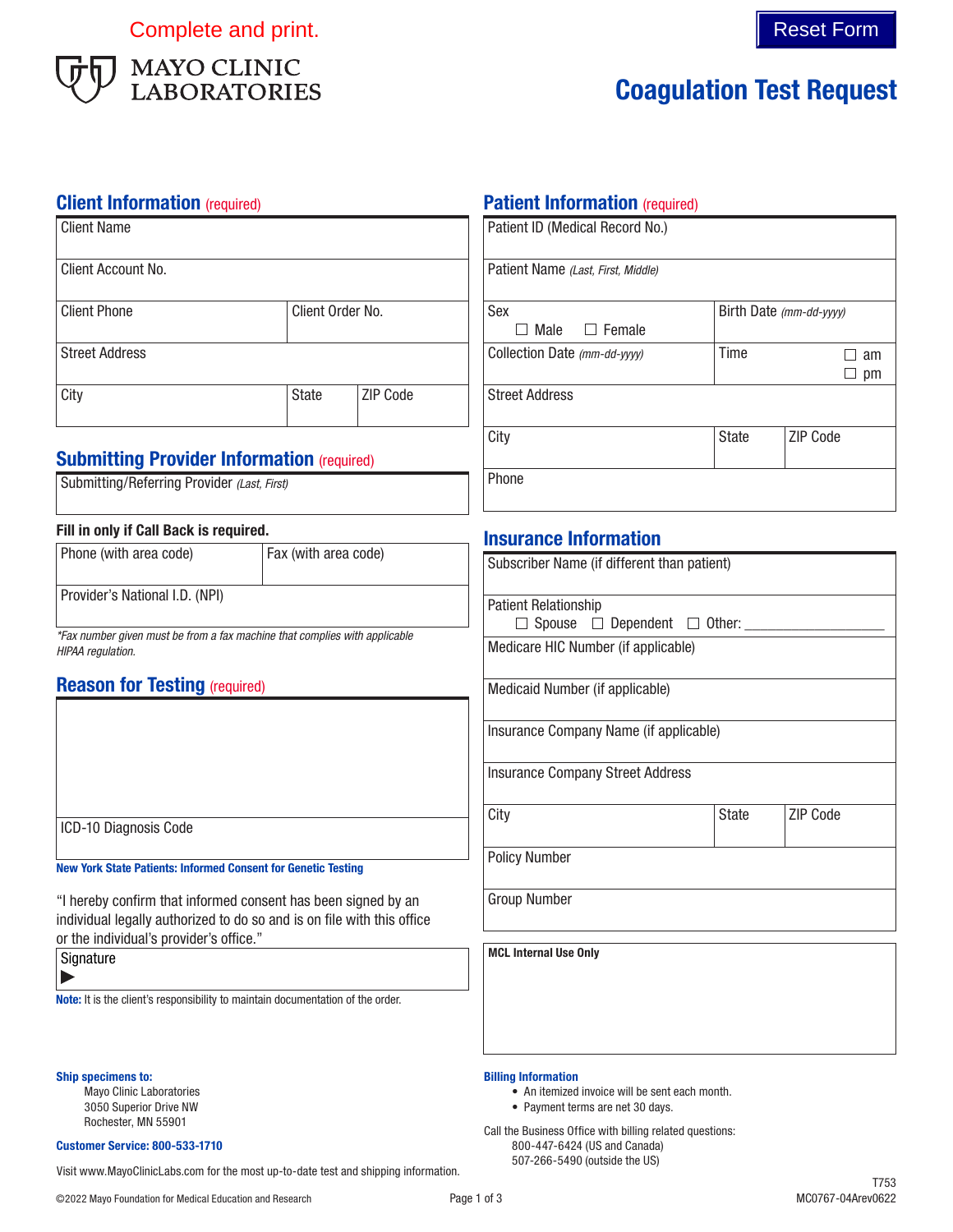Complete and print.

Reset Form

MAYO CLINIC LABORATORIES

# Coagulation Test Request

## Client Information (required)

| Client Name | | |
|---|---|---|
| Client Account No. | | |
| Client Phone | Client Order No. | |
| Street Address | | |
| City | State | ZIP Code |

## Submitting Provider Information (required)

| Submitting/Referring Provider *(Last, First)* |
|---|

**Fill in only if Call Back is required.**

| Phone (with area code) | Fax (with area code) |
|---|---|
| Provider's National I.D. (NPI) | |

*\*Fax number given must be from a fax machine that complies with applicable HIPAA regulation.*

## Reason for Testing (required)

| |
|---|
| ICD-10 Diagnosis Code |

**New York State Patients: Informed Consent for Genetic Testing**

"I hereby confirm that informed consent has been signed by an individual legally authorized to do so and is on file with this office or the individual's provider's office."

| Signature ▶ |
|---|

**Note:** It is the client's responsibility to maintain documentation of the order.

## Patient Information (required)

| Patient ID (Medical Record No.) | | |
|---|---|---|
| Patient Name *(Last, First, Middle)* | | |
| Sex ☐ Male ☐ Female | Birth Date *(mm-dd-yyyy)* | |
| Collection Date *(mm-dd-yyyy)* | Time ☐ am ☐ pm | |
| Street Address | | |
| City | State | ZIP Code |
| Phone | | |

## Insurance Information

| Subscriber Name (if different than patient) | | |
|---|---|---|
| Patient Relationship ☐ Spouse ☐ Dependent ☐ Other: ___________ | | |
| Medicare HIC Number (if applicable) | | |
| Medicaid Number (if applicable) | | |
| Insurance Company Name (if applicable) | | |
| Insurance Company Street Address | | |
| City | State | ZIP Code |
| Policy Number | | |
| Group Number | | |

| **MCL Internal Use Only** |
|---|

**Ship specimens to:**

Mayo Clinic Laboratories
3050 Superior Drive NW
Rochester, MN 55901

**Customer Service: 800-533-1710**

Visit www.MayoClinicLabs.com for the most up-to-date test and shipping information.

**Billing Information**

- An itemized invoice will be sent each month.
- Payment terms are net 30 days.

Call the Business Office with billing related questions:
800-447-6424 (US and Canada)
507-266-5490 (outside the US)

T753
MC0767-04Arev0622

©2022 Mayo Foundation for Medical Education and Research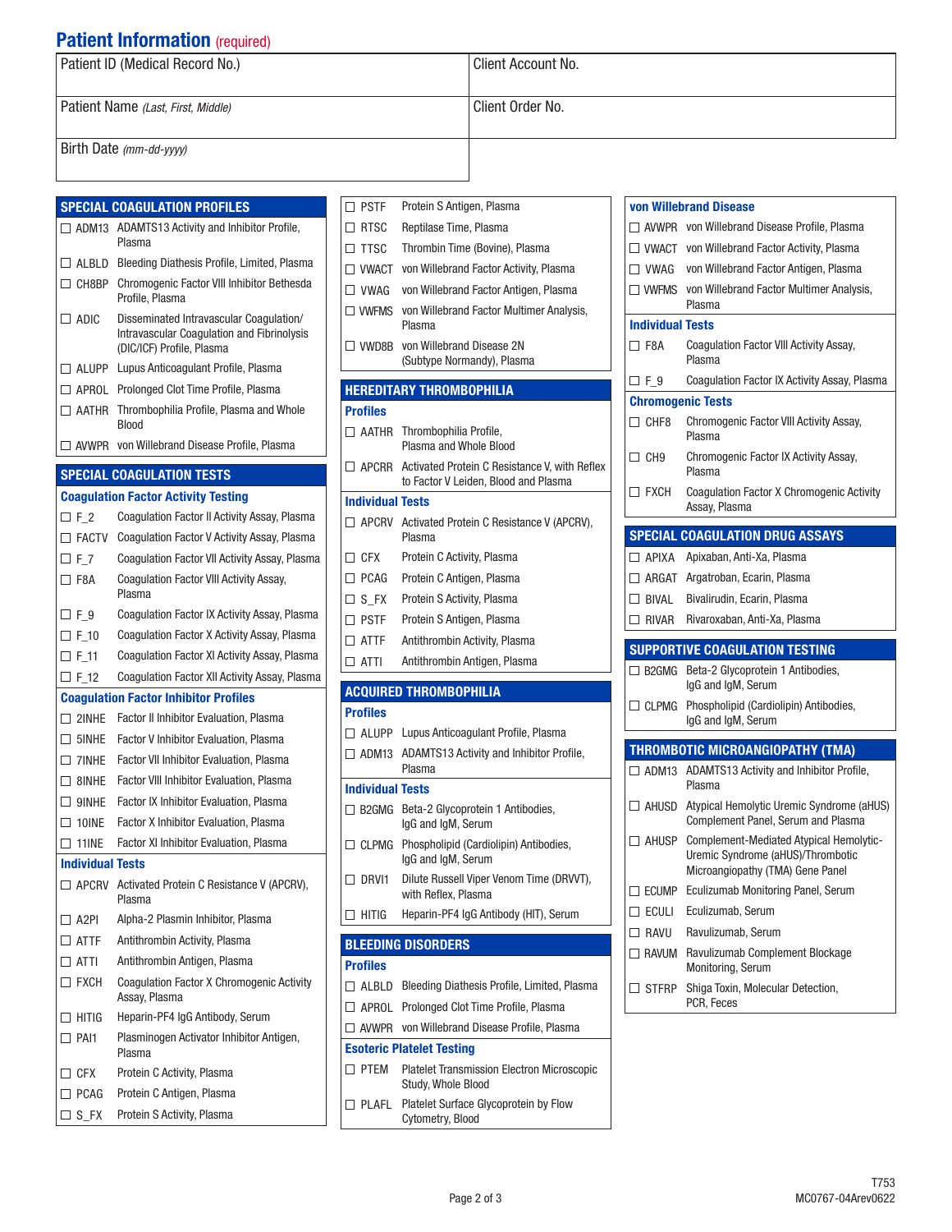## Patient Information (required)

| Patient ID (Medical Record No.) | Client Account No. |
|---|---|
| Patient Name *(Last, First, Middle)* | Client Order No. |
| Birth Date *(mm-dd-yyyy)* | |

## SPECIAL COAGULATION PROFILES

- ☐ ADM13 ADAMTS13 Activity and Inhibitor Profile, Plasma
- ☐ ALBLD Bleeding Diathesis Profile, Limited, Plasma
- ☐ CH8BP Chromogenic Factor VIII Inhibitor Bethesda Profile, Plasma
- ☐ ADIC Disseminated Intravascular Coagulation/ Intravascular Coagulation and Fibrinolysis (DIC/ICF) Profile, Plasma
- ☐ ALUPP Lupus Anticoagulant Profile, Plasma
- ☐ APROL Prolonged Clot Time Profile, Plasma
- ☐ AATHR Thrombophilia Profile, Plasma and Whole Blood
- ☐ AVWPR von Willebrand Disease Profile, Plasma

## SPECIAL COAGULATION TESTS

### Coagulation Factor Activity Testing

- ☐ F_2 Coagulation Factor II Activity Assay, Plasma
- ☐ FACTV Coagulation Factor V Activity Assay, Plasma
- ☐ F_7 Coagulation Factor VII Activity Assay, Plasma
- ☐ F8A Coagulation Factor VIII Activity Assay, Plasma
- ☐ F_9 Coagulation Factor IX Activity Assay, Plasma
- ☐ F_10 Coagulation Factor X Activity Assay, Plasma
- ☐ F_11 Coagulation Factor XI Activity Assay, Plasma
- ☐ F_12 Coagulation Factor XII Activity Assay, Plasma

### Coagulation Factor Inhibitor Profiles

- ☐ 2INHE Factor II Inhibitor Evaluation, Plasma
- ☐ 5INHE Factor V Inhibitor Evaluation, Plasma
- ☐ 7INHE Factor VII Inhibitor Evaluation, Plasma
- ☐ 8INHE Factor VIII Inhibitor Evaluation, Plasma
- ☐ 9INHE Factor IX Inhibitor Evaluation, Plasma
- ☐ 10INE Factor X Inhibitor Evaluation, Plasma
- ☐ 11INE Factor XI Inhibitor Evaluation, Plasma

### Individual Tests

- ☐ APCRV Activated Protein C Resistance V (APCRV), Plasma
- ☐ A2PI Alpha-2 Plasmin Inhibitor, Plasma
- ☐ ATTF Antithrombin Activity, Plasma
- ☐ ATTI Antithrombin Antigen, Plasma
- ☐ FXCH Coagulation Factor X Chromogenic Activity Assay, Plasma
- ☐ HITIG Heparin-PF4 IgG Antibody, Serum
- ☐ PAI1 Plasminogen Activator Inhibitor Antigen, Plasma
- ☐ CFX Protein C Activity, Plasma
- ☐ PCAG Protein C Antigen, Plasma
- ☐ S_FX Protein S Activity, Plasma
- ☐ PSTF Protein S Antigen, Plasma
- ☐ RTSC Reptilase Time, Plasma
- ☐ TTSC Thrombin Time (Bovine), Plasma
- ☐ VWACT von Willebrand Factor Activity, Plasma
- ☐ VWAG von Willebrand Factor Antigen, Plasma
- ☐ VWFMS von Willebrand Factor Multimer Analysis, Plasma
- ☐ VWD8B von Willebrand Disease 2N (Subtype Normandy), Plasma

## HEREDITARY THROMBOPHILIA

### Profiles

- ☐ AATHR Thrombophilia Profile, Plasma and Whole Blood
- ☐ APCRR Activated Protein C Resistance V, with Reflex to Factor V Leiden, Blood and Plasma

### Individual Tests

- ☐ APCRV Activated Protein C Resistance V (APCRV), Plasma
- ☐ CFX Protein C Activity, Plasma
- ☐ PCAG Protein C Antigen, Plasma
- ☐ S_FX Protein S Activity, Plasma
- ☐ PSTF Protein S Antigen, Plasma
- ☐ ATTF Antithrombin Activity, Plasma
- ☐ ATTI Antithrombin Antigen, Plasma

## ACQUIRED THROMBOPHILIA

### Profiles

- ☐ ALUPP Lupus Anticoagulant Profile, Plasma
- ☐ ADM13 ADAMTS13 Activity and Inhibitor Profile, Plasma

### Individual Tests

- ☐ B2GMG Beta-2 Glycoprotein 1 Antibodies, IgG and IgM, Serum
- ☐ CLPMG Phospholipid (Cardiolipin) Antibodies, IgG and IgM, Serum
- ☐ DRVI1 Dilute Russell Viper Venom Time (DRVVT), with Reflex, Plasma
- ☐ HITIG Heparin-PF4 IgG Antibody (HIT), Serum

## BLEEDING DISORDERS

### Profiles

- ☐ ALBLD Bleeding Diathesis Profile, Limited, Plasma
- ☐ APROL Prolonged Clot Time Profile, Plasma
- ☐ AVWPR von Willebrand Disease Profile, Plasma

### Esoteric Platelet Testing

- ☐ PTEM Platelet Transmission Electron Microscopic Study, Whole Blood
- ☐ PLAFL Platelet Surface Glycoprotein by Flow Cytometry, Blood

## von Willebrand Disease

- ☐ AVWPR von Willebrand Disease Profile, Plasma
- ☐ VWACT von Willebrand Factor Activity, Plasma
- ☐ VWAG von Willebrand Factor Antigen, Plasma
- ☐ VWFMS von Willebrand Factor Multimer Analysis, Plasma

### Individual Tests

- ☐ F8A Coagulation Factor VIII Activity Assay, Plasma
- ☐ F_9 Coagulation Factor IX Activity Assay, Plasma

### Chromogenic Tests

- ☐ CHF8 Chromogenic Factor VIII Activity Assay, Plasma
- ☐ CH9 Chromogenic Factor IX Activity Assay, Plasma
- ☐ FXCH Coagulation Factor X Chromogenic Activity Assay, Plasma

## SPECIAL COAGULATION DRUG ASSAYS

- ☐ APIXA Apixaban, Anti-Xa, Plasma
- ☐ ARGAT Argatroban, Ecarin, Plasma
- ☐ BIVAL Bivalirudin, Ecarin, Plasma
- ☐ RIVAR Rivaroxaban, Anti-Xa, Plasma

## SUPPORTIVE COAGULATION TESTING

- ☐ B2GMG Beta-2 Glycoprotein 1 Antibodies, IgG and IgM, Serum
- ☐ CLPMG Phospholipid (Cardiolipin) Antibodies, IgG and IgM, Serum

## THROMBOTIC MICROANGIOPATHY (TMA)

- ☐ ADM13 ADAMTS13 Activity and Inhibitor Profile, Plasma
- ☐ AHUSD Atypical Hemolytic Uremic Syndrome (aHUS) Complement Panel, Serum and Plasma
- ☐ AHUSP Complement-Mediated Atypical Hemolytic-Uremic Syndrome (aHUS)/Thrombotic Microangiopathy (TMA) Gene Panel
- ☐ ECUMP Eculizumab Monitoring Panel, Serum
- ☐ ECULI Eculizumab, Serum
- ☐ RAVU Ravulizumab, Serum
- ☐ RAVUM Ravulizumab Complement Blockage Monitoring, Serum
- ☐ STFRP Shiga Toxin, Molecular Detection, PCR, Feces

T753
MC0767-04Arev0622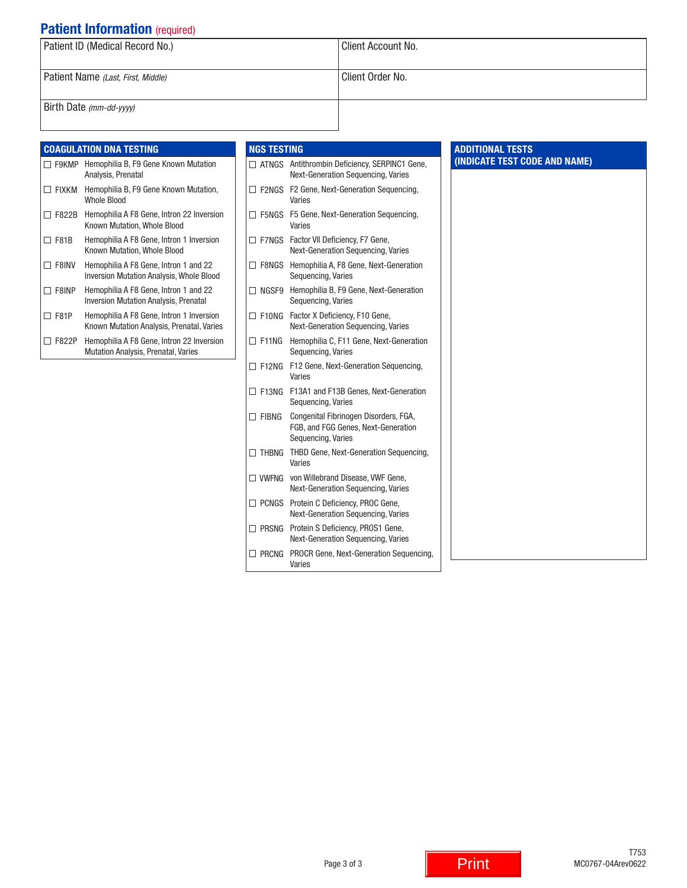## Patient Information (required)

| | |
|---|---|
| Patient ID (Medical Record No.) | Client Account No. |
| Patient Name *(Last, First, Middle)* | Client Order No. |
| Birth Date *(mm-dd-yyyy)* | |

### COAGULATION DNA TESTING

- ☐ F9KMP Hemophilia B, F9 Gene Known Mutation Analysis, Prenatal
- ☐ FIXKM Hemophilia B, F9 Gene Known Mutation, Whole Blood
- ☐ F822B Hemophilia A F8 Gene, Intron 22 Inversion Known Mutation, Whole Blood
- ☐ F81B Hemophilia A F8 Gene, Intron 1 Inversion Known Mutation, Whole Blood
- ☐ F8INV Hemophilia A F8 Gene, Intron 1 and 22 Inversion Mutation Analysis, Whole Blood
- ☐ F8INP Hemophilia A F8 Gene, Intron 1 and 22 Inversion Mutation Analysis, Prenatal
- ☐ F81P Hemophilia A F8 Gene, Intron 1 Inversion Known Mutation Analysis, Prenatal, Varies
- ☐ F822P Hemophilia A F8 Gene, Intron 22 Inversion Mutation Analysis, Prenatal, Varies

### NGS TESTING

- ☐ ATNGS Antithrombin Deficiency, SERPINC1 Gene, Next-Generation Sequencing, Varies
- ☐ F2NGS F2 Gene, Next-Generation Sequencing, Varies
- ☐ F5NGS F5 Gene, Next-Generation Sequencing, Varies
- ☐ F7NGS Factor VII Deficiency, F7 Gene, Next-Generation Sequencing, Varies
- ☐ F8NGS Hemophilia A, F8 Gene, Next-Generation Sequencing, Varies
- ☐ NGSF9 Hemophilia B, F9 Gene, Next-Generation Sequencing, Varies
- ☐ F10NG Factor X Deficiency, F10 Gene, Next-Generation Sequencing, Varies
- ☐ F11NG Hemophilia C, F11 Gene, Next-Generation Sequencing, Varies
- ☐ F12NG F12 Gene, Next-Generation Sequencing, Varies
- ☐ F13NG F13A1 and F13B Genes, Next-Generation Sequencing, Varies
- ☐ FIBNG Congenital Fibrinogen Disorders, FGA, FGB, and FGG Genes, Next-Generation Sequencing, Varies
- ☐ THBNG THBD Gene, Next-Generation Sequencing, Varies
- ☐ VWFNG von Willebrand Disease, VWF Gene, Next-Generation Sequencing, Varies
- ☐ PCNGS Protein C Deficiency, PROC Gene, Next-Generation Sequencing, Varies
- ☐ PRSNG Protein S Deficiency, PROS1 Gene, Next-Generation Sequencing, Varies
- ☐ PRCNG PROCR Gene, Next-Generation Sequencing, Varies

### ADDITIONAL TESTS (INDICATE TEST CODE AND NAME)

Print

T753
MC0767-04Arev0622